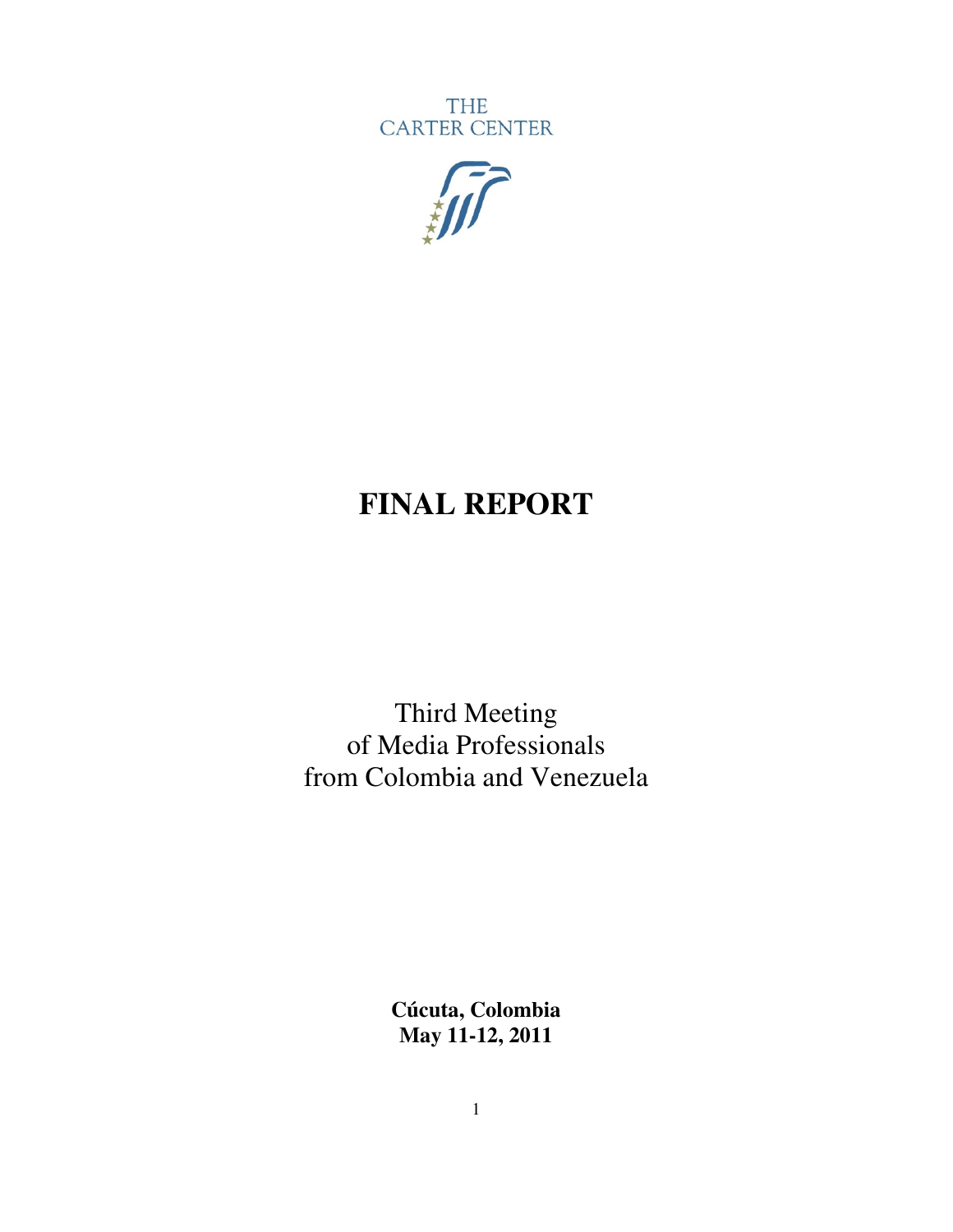THE
CARTER CENTER

# FINAL REPORT

Third Meeting
of Media Professionals
from Colombia and Venezuela

**Cúcuta, Colombia**
**May 11-12, 2011**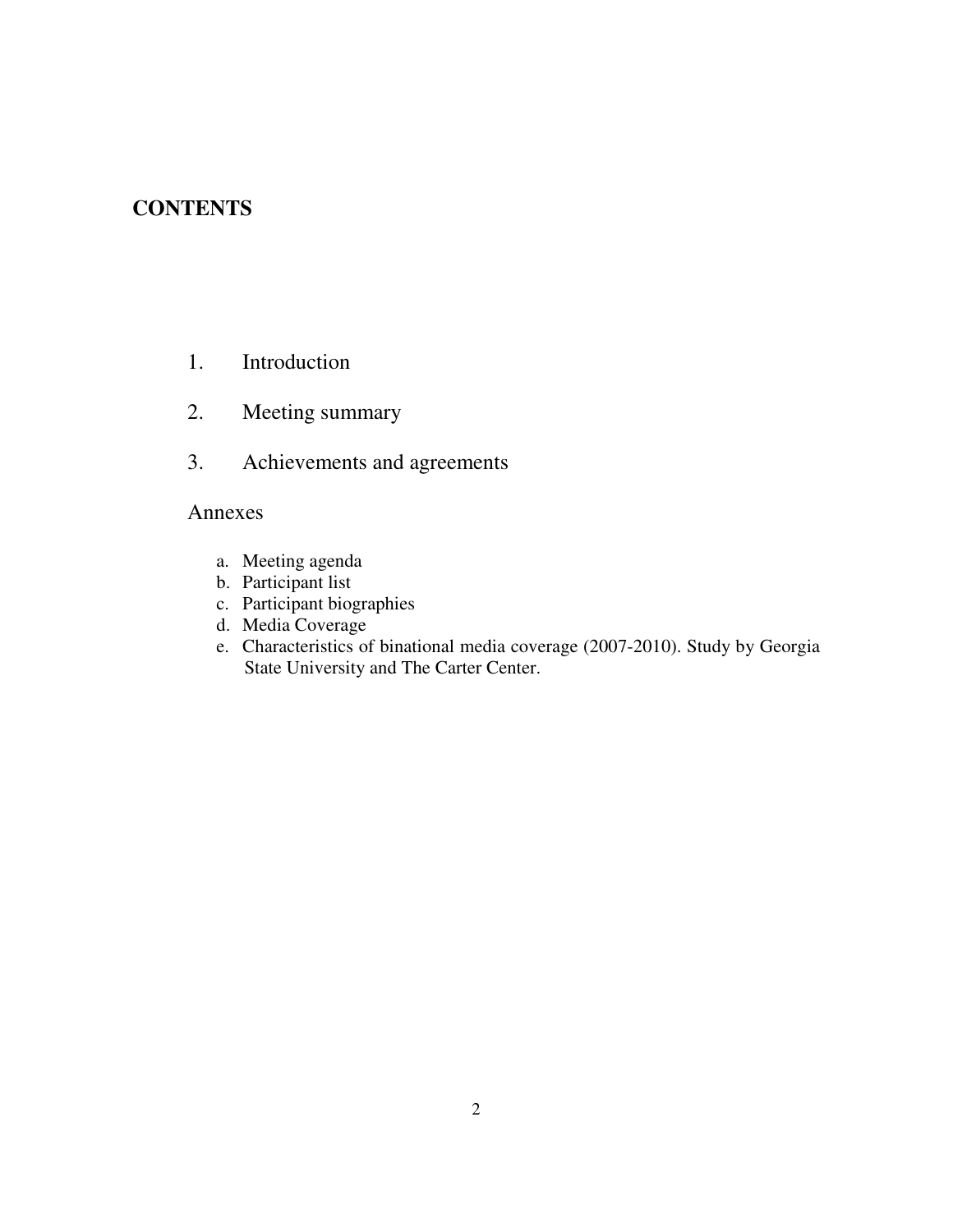# CONTENTS

1. Introduction
2. Meeting summary
3. Achievements and agreements

Annexes

a. Meeting agenda
b. Participant list
c. Participant biographies
d. Media Coverage
e. Characteristics of binational media coverage (2007-2010). Study by Georgia State University and The Carter Center.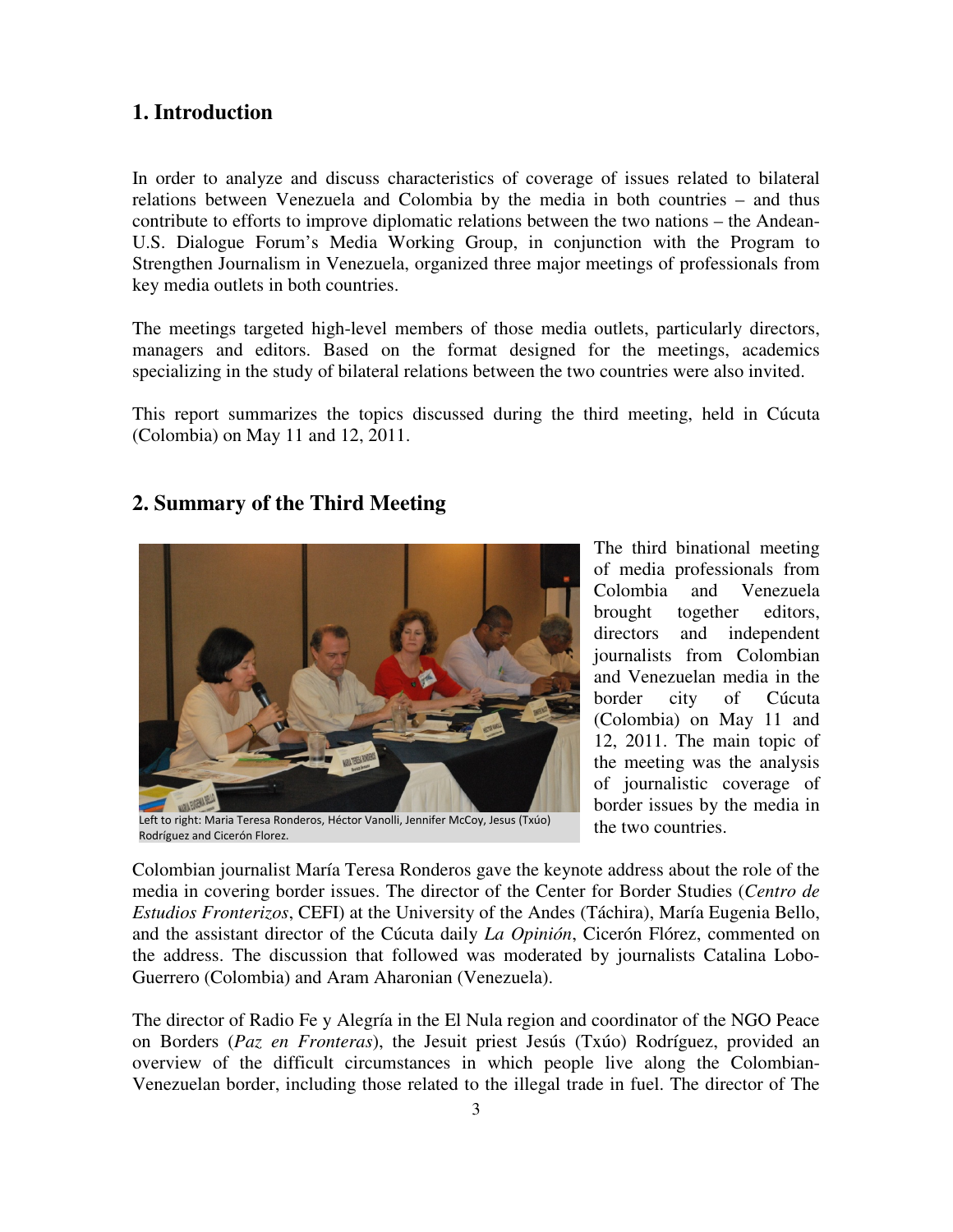# 1. Introduction

In order to analyze and discuss characteristics of coverage of issues related to bilateral relations between Venezuela and Colombia by the media in both countries – and thus contribute to efforts to improve diplomatic relations between the two nations – the Andean-U.S. Dialogue Forum's Media Working Group, in conjunction with the Program to Strengthen Journalism in Venezuela, organized three major meetings of professionals from key media outlets in both countries.

The meetings targeted high-level members of those media outlets, particularly directors, managers and editors. Based on the format designed for the meetings, academics specializing in the study of bilateral relations between the two countries were also invited.

This report summarizes the topics discussed during the third meeting, held in Cúcuta (Colombia) on May 11 and 12, 2011.

# 2. Summary of the Third Meeting

Left to right: Maria Teresa Ronderos, Héctor Vanolli, Jennifer McCoy, Jesus (Txúo) Rodríguez and Cicerón Florez.

The third binational meeting of media professionals from Colombia and Venezuela brought together editors, directors and independent journalists from Colombian and Venezuelan media in the border city of Cúcuta (Colombia) on May 11 and 12, 2011. The main topic of the meeting was the analysis of journalistic coverage of border issues by the media in the two countries.

Colombian journalist María Teresa Ronderos gave the keynote address about the role of the media in covering border issues. The director of the Center for Border Studies (*Centro de Estudios Fronterizos*, CEFI) at the University of the Andes (Táchira), María Eugenia Bello, and the assistant director of the Cúcuta daily *La Opinión*, Cicerón Flórez, commented on the address. The discussion that followed was moderated by journalists Catalina Lobo-Guerrero (Colombia) and Aram Aharonian (Venezuela).

The director of Radio Fe y Alegría in the El Nula region and coordinator of the NGO Peace on Borders (*Paz en Fronteras*), the Jesuit priest Jesús (Txúo) Rodríguez, provided an overview of the difficult circumstances in which people live along the Colombian-Venezuelan border, including those related to the illegal trade in fuel. The director of The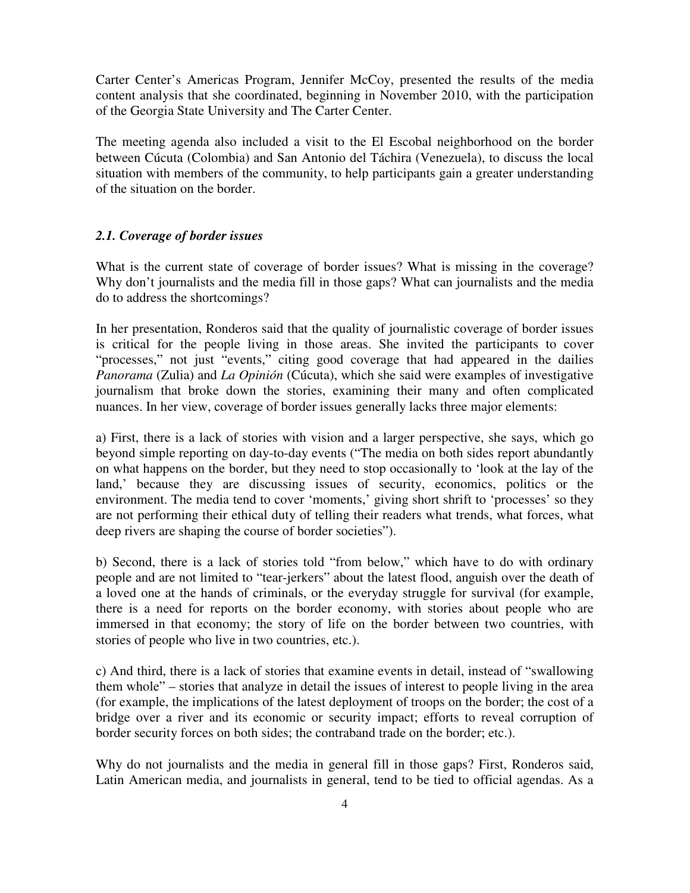Carter Center's Americas Program, Jennifer McCoy, presented the results of the media content analysis that she coordinated, beginning in November 2010, with the participation of the Georgia State University and The Carter Center.

The meeting agenda also included a visit to the El Escobal neighborhood on the border between Cúcuta (Colombia) and San Antonio del Táchira (Venezuela), to discuss the local situation with members of the community, to help participants gain a greater understanding of the situation on the border.

### *2.1. Coverage of border issues*

What is the current state of coverage of border issues? What is missing in the coverage? Why don't journalists and the media fill in those gaps? What can journalists and the media do to address the shortcomings?

In her presentation, Ronderos said that the quality of journalistic coverage of border issues is critical for the people living in those areas. She invited the participants to cover "processes," not just "events," citing good coverage that had appeared in the dailies *Panorama* (Zulia) and *La Opinión* (Cúcuta), which she said were examples of investigative journalism that broke down the stories, examining their many and often complicated nuances. In her view, coverage of border issues generally lacks three major elements:

a) First, there is a lack of stories with vision and a larger perspective, she says, which go beyond simple reporting on day-to-day events ("The media on both sides report abundantly on what happens on the border, but they need to stop occasionally to 'look at the lay of the land,' because they are discussing issues of security, economics, politics or the environment. The media tend to cover 'moments,' giving short shrift to 'processes' so they are not performing their ethical duty of telling their readers what trends, what forces, what deep rivers are shaping the course of border societies").

b) Second, there is a lack of stories told "from below," which have to do with ordinary people and are not limited to "tear-jerkers" about the latest flood, anguish over the death of a loved one at the hands of criminals, or the everyday struggle for survival (for example, there is a need for reports on the border economy, with stories about people who are immersed in that economy; the story of life on the border between two countries, with stories of people who live in two countries, etc.).

c) And third, there is a lack of stories that examine events in detail, instead of "swallowing them whole" – stories that analyze in detail the issues of interest to people living in the area (for example, the implications of the latest deployment of troops on the border; the cost of a bridge over a river and its economic or security impact; efforts to reveal corruption of border security forces on both sides; the contraband trade on the border; etc.).

Why do not journalists and the media in general fill in those gaps? First, Ronderos said, Latin American media, and journalists in general, tend to be tied to official agendas. As a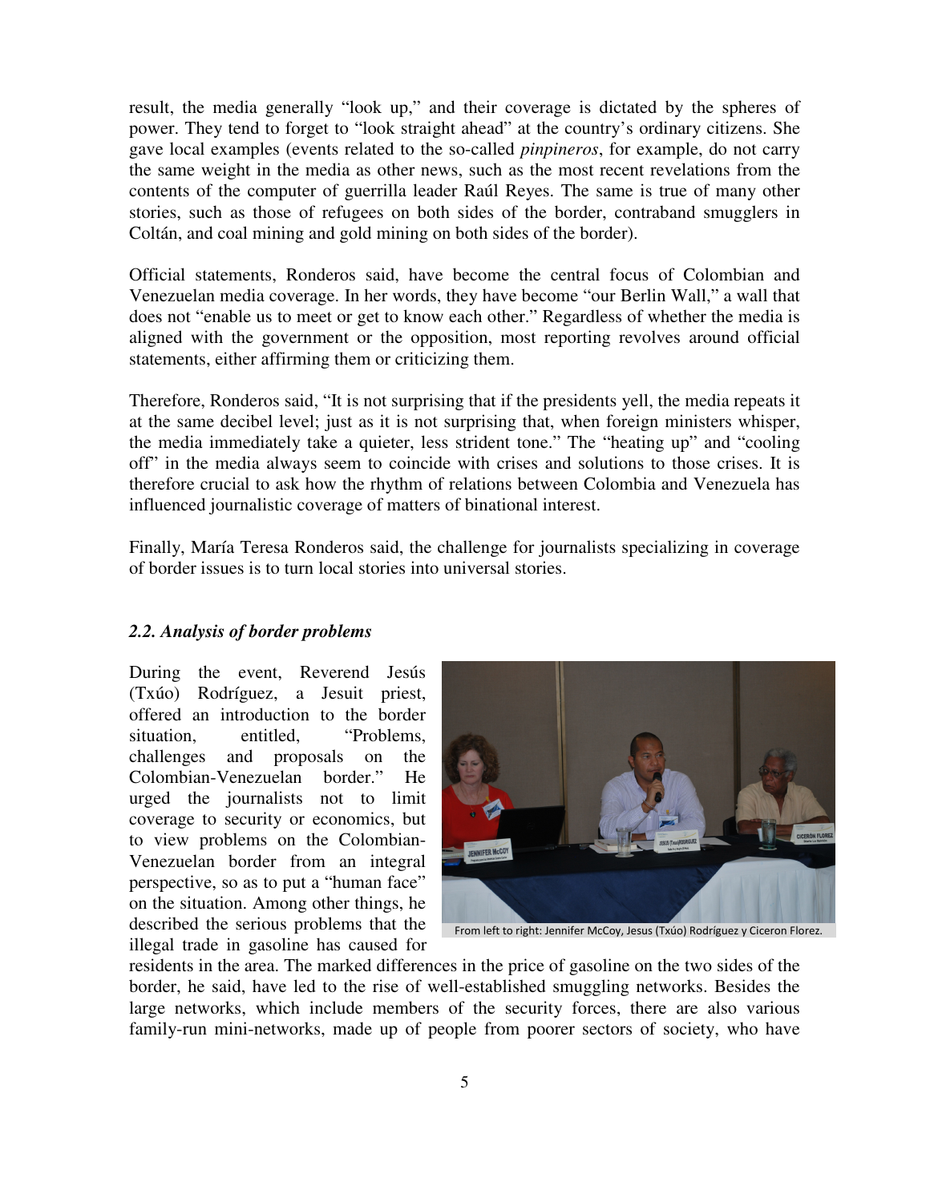result, the media generally "look up," and their coverage is dictated by the spheres of power. They tend to forget to "look straight ahead" at the country's ordinary citizens. She gave local examples (events related to the so-called *pinpineros*, for example, do not carry the same weight in the media as other news, such as the most recent revelations from the contents of the computer of guerrilla leader Raúl Reyes. The same is true of many other stories, such as those of refugees on both sides of the border, contraband smugglers in Coltán, and coal mining and gold mining on both sides of the border).

Official statements, Ronderos said, have become the central focus of Colombian and Venezuelan media coverage. In her words, they have become "our Berlin Wall," a wall that does not "enable us to meet or get to know each other." Regardless of whether the media is aligned with the government or the opposition, most reporting revolves around official statements, either affirming them or criticizing them.

Therefore, Ronderos said, "It is not surprising that if the presidents yell, the media repeats it at the same decibel level; just as it is not surprising that, when foreign ministers whisper, the media immediately take a quieter, less strident tone." The "heating up" and "cooling off" in the media always seem to coincide with crises and solutions to those crises. It is therefore crucial to ask how the rhythm of relations between Colombia and Venezuela has influenced journalistic coverage of matters of binational interest.

Finally, María Teresa Ronderos said, the challenge for journalists specializing in coverage of border issues is to turn local stories into universal stories.

### *2.2. Analysis of border problems*

During the event, Reverend Jesús (Txúo) Rodríguez, a Jesuit priest, offered an introduction to the border situation, entitled, "Problems, challenges and proposals on the Colombian-Venezuelan border." He urged the journalists not to limit coverage to security or economics, but to view problems on the Colombian-Venezuelan border from an integral perspective, so as to put a "human face" on the situation. Among other things, he described the serious problems that the illegal trade in gasoline has caused for residents in the area. The marked differences in the price of gasoline on the two sides of the border, he said, have led to the rise of well-established smuggling networks. Besides the large networks, which include members of the security forces, there are also various family-run mini-networks, made up of people from poorer sectors of society, who have

From left to right: Jennifer McCoy, Jesus (Txúo) Rodríguez y Ciceron Florez.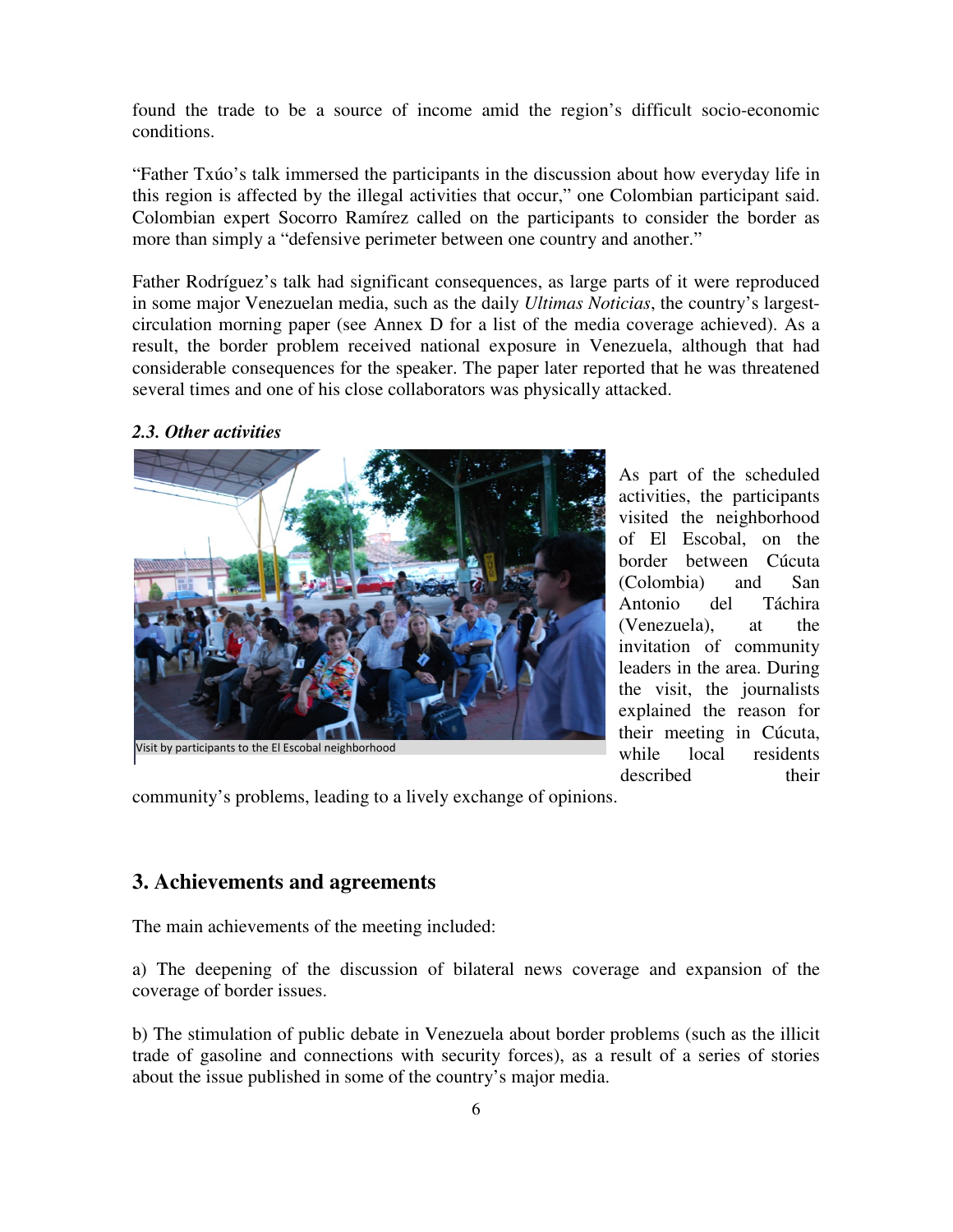found the trade to be a source of income amid the region's difficult socio-economic conditions.

"Father Txúo's talk immersed the participants in the discussion about how everyday life in this region is affected by the illegal activities that occur," one Colombian participant said. Colombian expert Socorro Ramírez called on the participants to consider the border as more than simply a "defensive perimeter between one country and another."

Father Rodríguez's talk had significant consequences, as large parts of it were reproduced in some major Venezuelan media, such as the daily *Ultimas Noticias*, the country's largest-circulation morning paper (see Annex D for a list of the media coverage achieved). As a result, the border problem received national exposure in Venezuela, although that had considerable consequences for the speaker. The paper later reported that he was threatened several times and one of his close collaborators was physically attacked.

***2.3. Other activities***

Visit by participants to the El Escobal neighborhood

As part of the scheduled activities, the participants visited the neighborhood of El Escobal, on the border between Cúcuta (Colombia) and San Antonio del Táchira (Venezuela), at the invitation of community leaders in the area. During the visit, the journalists explained the reason for their meeting in Cúcuta, while local residents described their community's problems, leading to a lively exchange of opinions.

## 3. Achievements and agreements

The main achievements of the meeting included:

a) The deepening of the discussion of bilateral news coverage and expansion of the coverage of border issues.

b) The stimulation of public debate in Venezuela about border problems (such as the illicit trade of gasoline and connections with security forces), as a result of a series of stories about the issue published in some of the country's major media.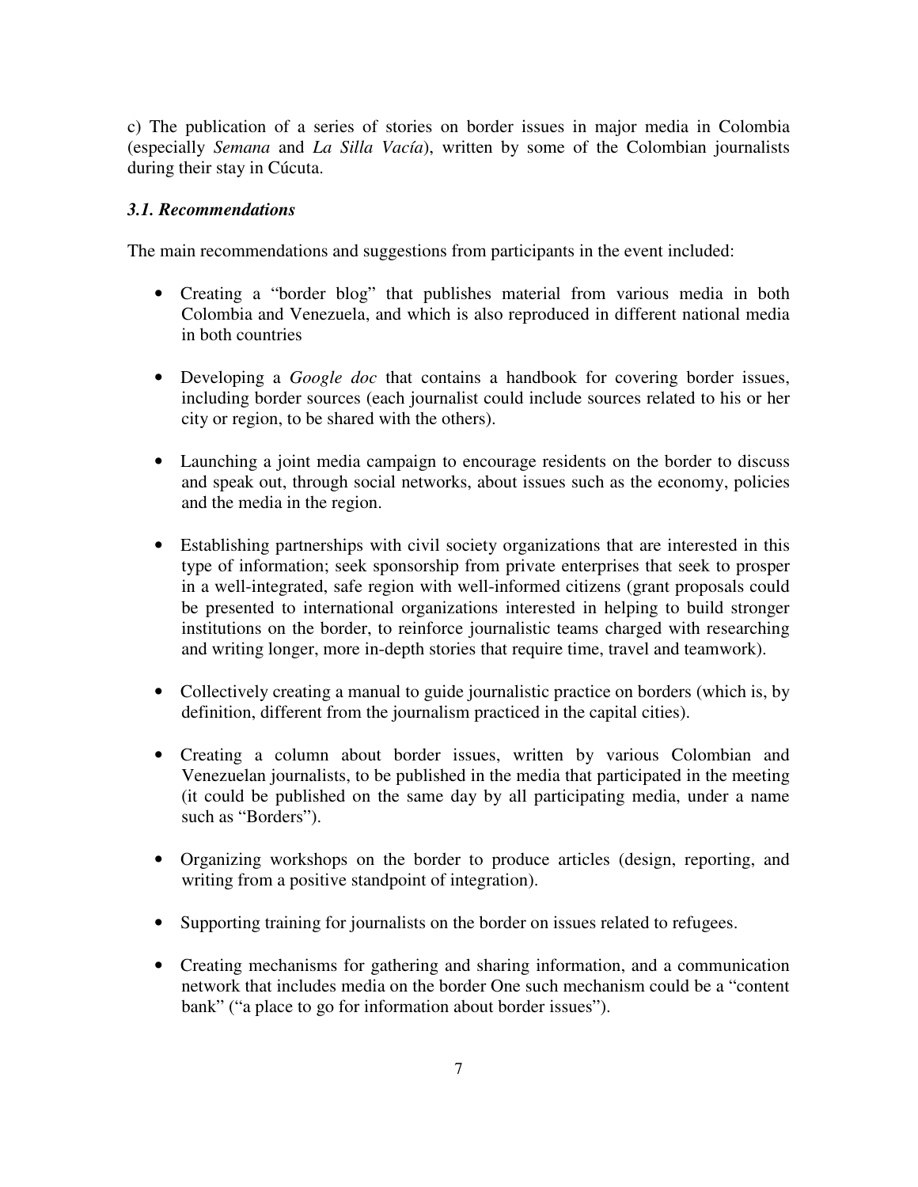c) The publication of a series of stories on border issues in major media in Colombia (especially *Semana* and *La Silla Vacía*), written by some of the Colombian journalists during their stay in Cúcuta.

### *3.1. Recommendations*

The main recommendations and suggestions from participants in the event included:

- Creating a "border blog" that publishes material from various media in both Colombia and Venezuela, and which is also reproduced in different national media in both countries
- Developing a *Google doc* that contains a handbook for covering border issues, including border sources (each journalist could include sources related to his or her city or region, to be shared with the others).
- Launching a joint media campaign to encourage residents on the border to discuss and speak out, through social networks, about issues such as the economy, policies and the media in the region.
- Establishing partnerships with civil society organizations that are interested in this type of information; seek sponsorship from private enterprises that seek to prosper in a well-integrated, safe region with well-informed citizens (grant proposals could be presented to international organizations interested in helping to build stronger institutions on the border, to reinforce journalistic teams charged with researching and writing longer, more in-depth stories that require time, travel and teamwork).
- Collectively creating a manual to guide journalistic practice on borders (which is, by definition, different from the journalism practiced in the capital cities).
- Creating a column about border issues, written by various Colombian and Venezuelan journalists, to be published in the media that participated in the meeting (it could be published on the same day by all participating media, under a name such as "Borders").
- Organizing workshops on the border to produce articles (design, reporting, and writing from a positive standpoint of integration).
- Supporting training for journalists on the border on issues related to refugees.
- Creating mechanisms for gathering and sharing information, and a communication network that includes media on the border One such mechanism could be a "content bank" ("a place to go for information about border issues").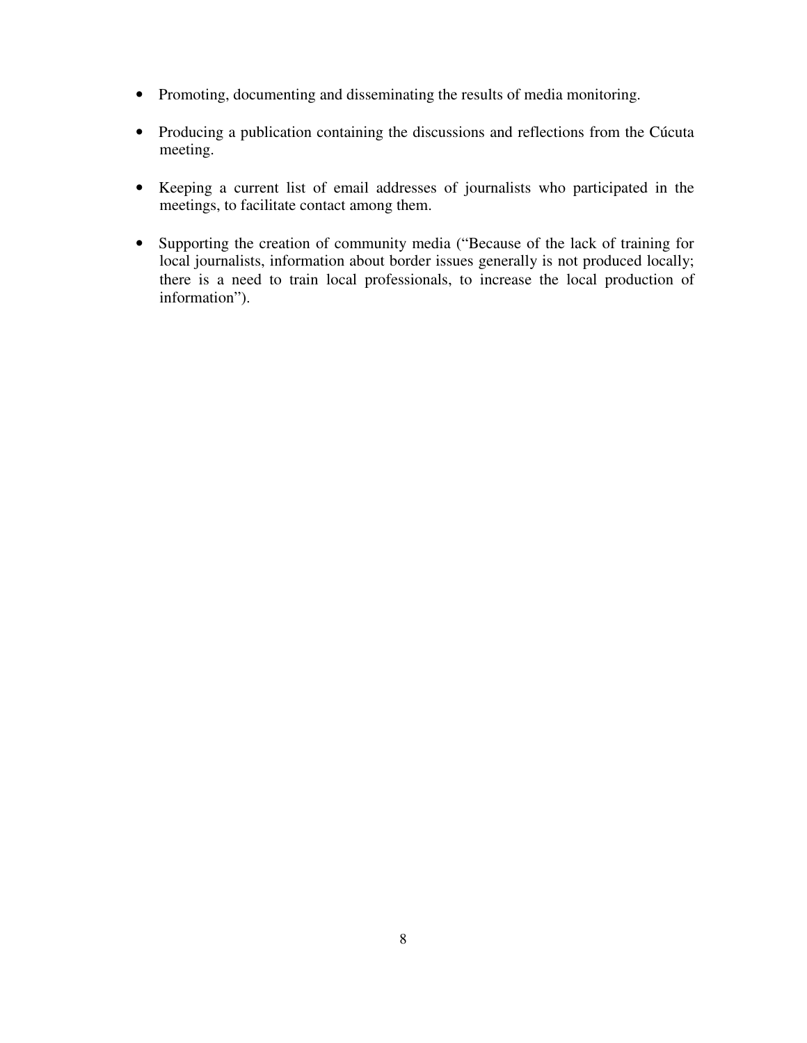- Promoting, documenting and disseminating the results of media monitoring.

- Producing a publication containing the discussions and reflections from the Cúcuta meeting.

- Keeping a current list of email addresses of journalists who participated in the meetings, to facilitate contact among them.

- Supporting the creation of community media ("Because of the lack of training for local journalists, information about border issues generally is not produced locally; there is a need to train local professionals, to increase the local production of information").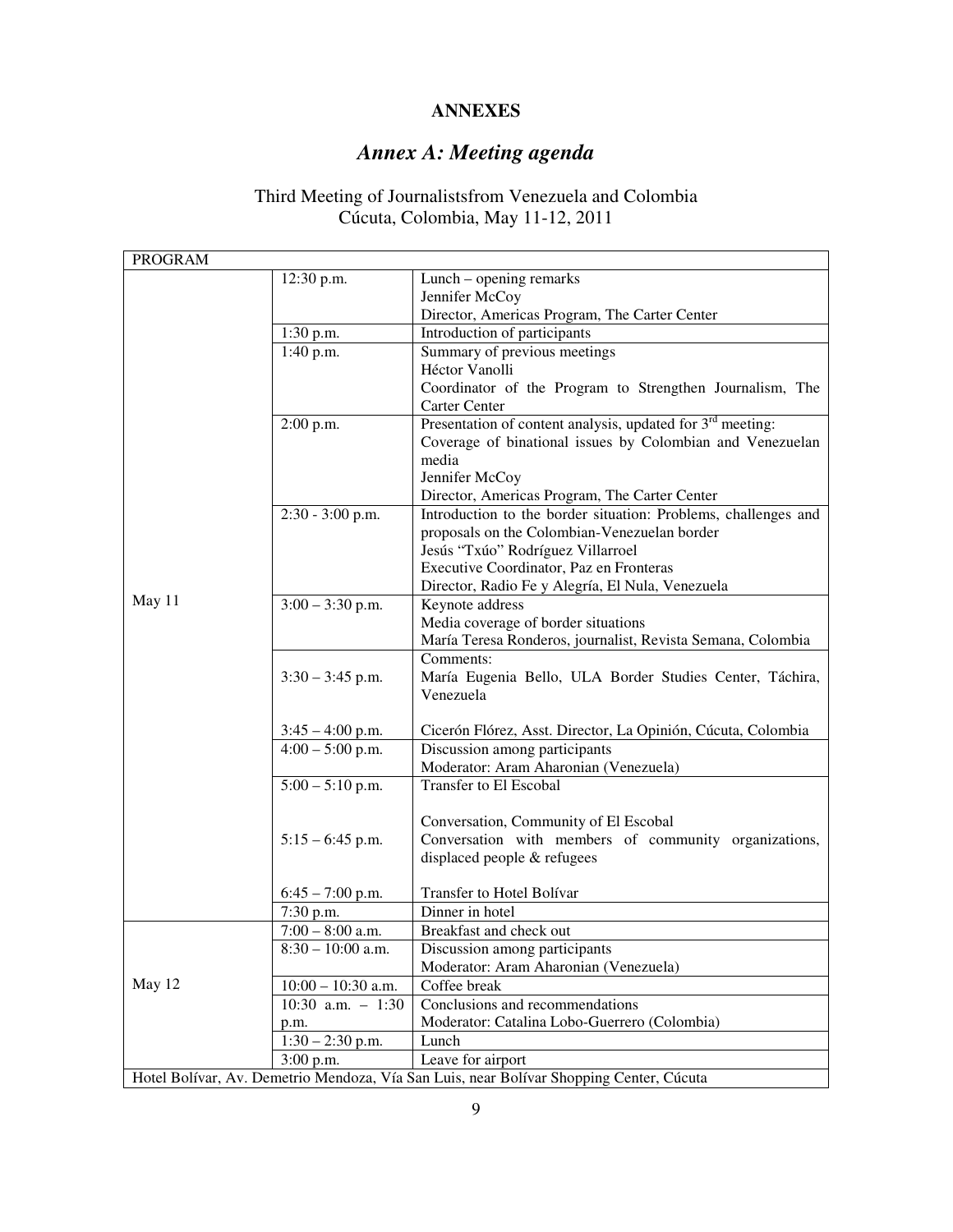**ANNEXES**

## *Annex A: Meeting agenda*

Third Meeting of Journalistsfrom Venezuela and Colombia
Cúcuta, Colombia, May 11-12, 2011

| PROGRAM | | |
|---|---|---|
| May 11 | 12:30 p.m. | Lunch – opening remarks<br>Jennifer McCoy<br>Director, Americas Program, The Carter Center |
| | 1:30 p.m. | Introduction of participants |
| | 1:40 p.m. | Summary of previous meetings<br>Héctor Vanolli<br>Coordinator of the Program to Strengthen Journalism, The Carter Center |
| | 2:00 p.m. | Presentation of content analysis, updated for 3rd meeting: Coverage of binational issues by Colombian and Venezuelan media<br>Jennifer McCoy<br>Director, Americas Program, The Carter Center |
| | 2:30 - 3:00 p.m. | Introduction to the border situation: Problems, challenges and proposals on the Colombian-Venezuelan border<br>Jesús "Txúo" Rodríguez Villarroel<br>Executive Coordinator, Paz en Fronteras<br>Director, Radio Fe y Alegría, El Nula, Venezuela |
| | 3:00 – 3:30 p.m. | Keynote address<br>Media coverage of border situations<br>María Teresa Ronderos, journalist, Revista Semana, Colombia |
| | 3:30 – 3:45 p.m.<br><br>3:45 – 4:00 p.m. | Comments:<br>María Eugenia Bello, ULA Border Studies Center, Táchira, Venezuela<br><br>Cicerón Flórez, Asst. Director, La Opinión, Cúcuta, Colombia |
| | 4:00 – 5:00 p.m. | Discussion among participants<br>Moderator: Aram Aharonian (Venezuela) |
| | 5:00 – 5:10 p.m.<br><br>5:15 – 6:45 p.m.<br><br>6:45 – 7:00 p.m. | Transfer to El Escobal<br><br>Conversation, Community of El Escobal<br>Conversation with members of community organizations, displaced people & refugees<br><br>Transfer to Hotel Bolívar |
| | 7:30 p.m. | Dinner in hotel |
| May 12 | 7:00 – 8:00 a.m. | Breakfast and check out |
| | 8:30 – 10:00 a.m. | Discussion among participants<br>Moderator: Aram Aharonian (Venezuela) |
| | 10:00 – 10:30 a.m. | Coffee break |
| | 10:30 a.m. – 1:30 p.m. | Conclusions and recommendations<br>Moderator: Catalina Lobo-Guerrero (Colombia) |
| | 1:30 – 2:30 p.m. | Lunch |
| | 3:00 p.m. | Leave for airport |
| Hotel Bolívar, Av. Demetrio Mendoza, Vía San Luis, near Bolívar Shopping Center, Cúcuta | | |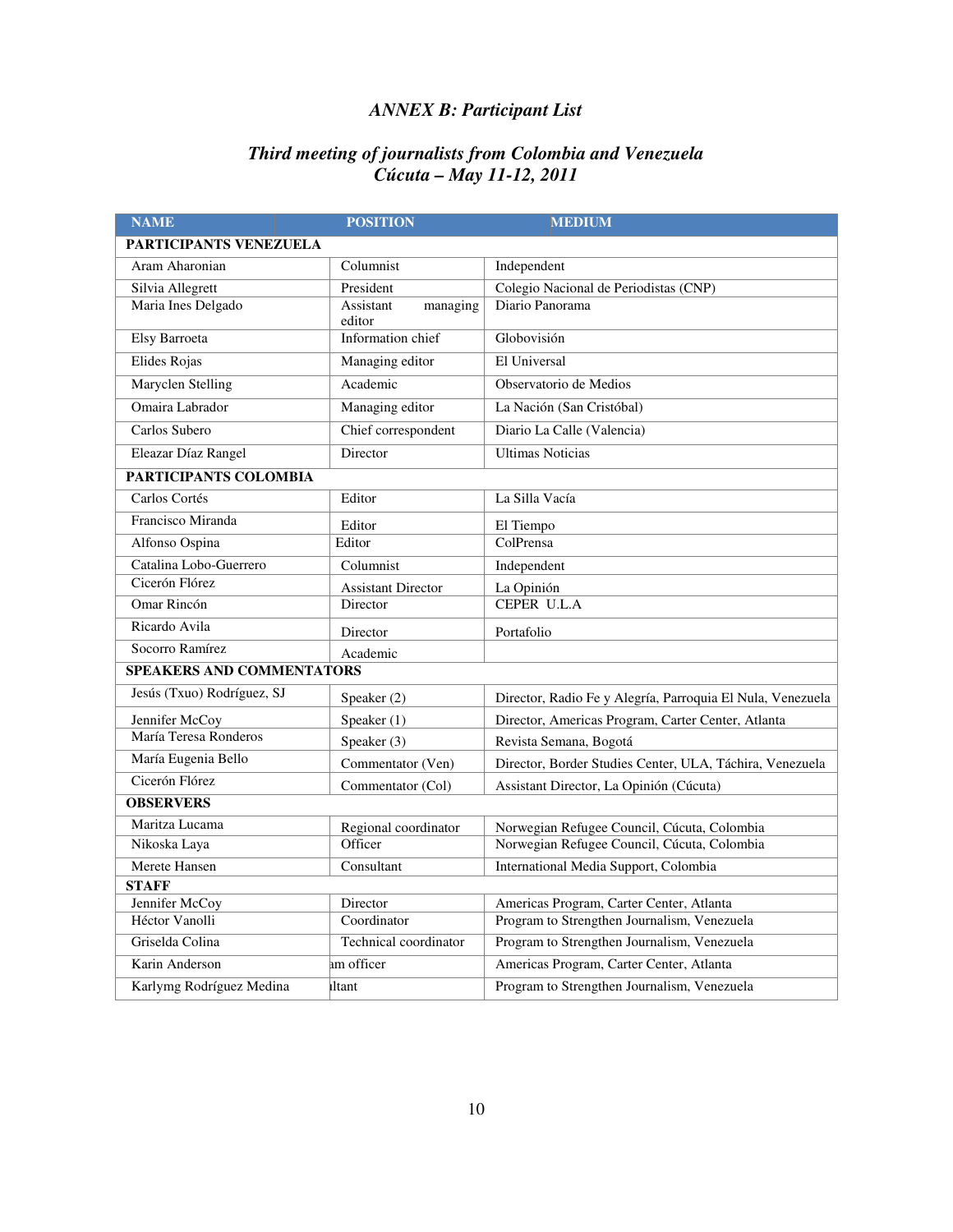# *ANNEX B: Participant List*

## *Third meeting of journalists from Colombia and Venezuela*
## *Cúcuta – May 11-12, 2011*

| NAME | POSITION | MEDIUM |
|---|---|---|
| **PARTICIPANTS VENEZUELA** | | |
| Aram Aharonian | Columnist | Independent |
| Silvia Allegrett | President | Colegio Nacional de Periodistas (CNP) |
| Maria Ines Delgado | Assistant managing editor | Diario Panorama |
| Elsy Barroeta | Information chief | Globovisión |
| Elides Rojas | Managing editor | El Universal |
| Maryclen Stelling | Academic | Observatorio de Medios |
| Omaira Labrador | Managing editor | La Nación (San Cristóbal) |
| Carlos Subero | Chief correspondent | Diario La Calle (Valencia) |
| Eleazar Díaz Rangel | Director | Ultimas Noticias |
| **PARTICIPANTS COLOMBIA** | | |
| Carlos Cortés | Editor | La Silla Vacía |
| Francisco Miranda | Editor | El Tiempo |
| Alfonso Ospina | Editor | ColPrensa |
| Catalina Lobo-Guerrero | Columnist | Independent |
| Cicerón Flórez | Assistant Director | La Opinión |
| Omar Rincón | Director | CEPER U.L.A |
| Ricardo Avila | Director | Portafolio |
| Socorro Ramírez | Academic | |
| **SPEAKERS AND COMMENTATORS** | | |
| Jesús (Txuo) Rodríguez, SJ | Speaker (2) | Director, Radio Fe y Alegría, Parroquia El Nula, Venezuela |
| Jennifer McCoy | Speaker (1) | Director, Americas Program, Carter Center, Atlanta |
| María Teresa Ronderos | Speaker (3) | Revista Semana, Bogotá |
| María Eugenia Bello | Commentator (Ven) | Director, Border Studies Center, ULA, Táchira, Venezuela |
| Cicerón Flórez | Commentator (Col) | Assistant Director, La Opinión (Cúcuta) |
| **OBSERVERS** | | |
| Maritza Lucama | Regional coordinator | Norwegian Refugee Council, Cúcuta, Colombia |
| Nikoska Laya | Officer | Norwegian Refugee Council, Cúcuta, Colombia |
| Merete Hansen | Consultant | International Media Support, Colombia |
| **STAFF** | | |
| Jennifer McCoy | Director | Americas Program, Carter Center, Atlanta |
| Héctor Vanolli | Coordinator | Program to Strengthen Journalism, Venezuela |
| Griselda Colina | Technical coordinator | Program to Strengthen Journalism, Venezuela |
| Karin Anderson | am officer | Americas Program, Carter Center, Atlanta |
| Karlymg Rodríguez Medina | ıltant | Program to Strengthen Journalism, Venezuela |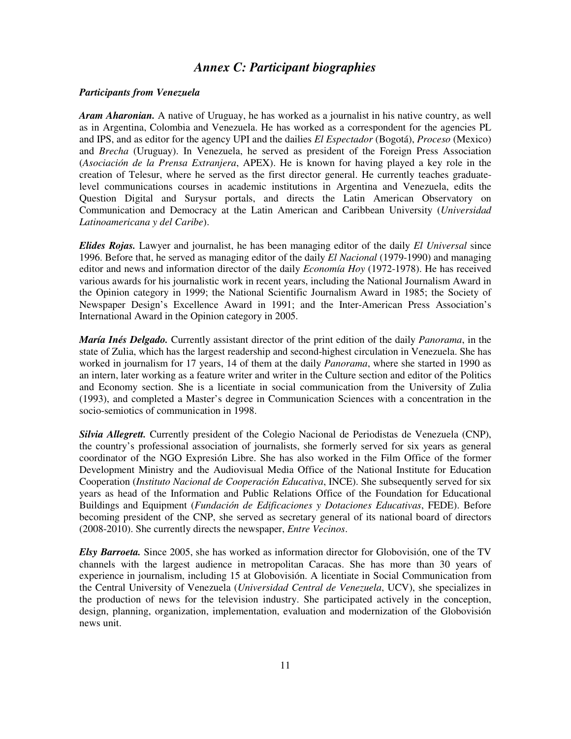## *Annex C: Participant biographies*

### *Participants from Venezuela*

***Aram Aharonian.*** A native of Uruguay, he has worked as a journalist in his native country, as well as in Argentina, Colombia and Venezuela. He has worked as a correspondent for the agencies PL and IPS, and as editor for the agency UPI and the dailies *El Espectador* (Bogotá), *Proceso* (Mexico) and *Brecha* (Uruguay). In Venezuela, he served as president of the Foreign Press Association (*Asociación de la Prensa Extranjera*, APEX). He is known for having played a key role in the creation of Telesur, where he served as the first director general. He currently teaches graduate-level communications courses in academic institutions in Argentina and Venezuela, edits the Question Digital and Surysur portals, and directs the Latin American Observatory on Communication and Democracy at the Latin American and Caribbean University (*Universidad Latinoamericana y del Caribe*).

***Elides Rojas.*** Lawyer and journalist, he has been managing editor of the daily *El Universal* since 1996. Before that, he served as managing editor of the daily *El Nacional* (1979-1990) and managing editor and news and information director of the daily *Economía Hoy* (1972-1978). He has received various awards for his journalistic work in recent years, including the National Journalism Award in the Opinion category in 1999; the National Scientific Journalism Award in 1985; the Society of Newspaper Design's Excellence Award in 1991; and the Inter-American Press Association's International Award in the Opinion category in 2005.

***María Inés Delgado.*** Currently assistant director of the print edition of the daily *Panorama*, in the state of Zulia, which has the largest readership and second-highest circulation in Venezuela. She has worked in journalism for 17 years, 14 of them at the daily *Panorama*, where she started in 1990 as an intern, later working as a feature writer and writer in the Culture section and editor of the Politics and Economy section. She is a licentiate in social communication from the University of Zulia (1993), and completed a Master's degree in Communication Sciences with a concentration in the socio-semiotics of communication in 1998.

***Silvia Allegrett.*** Currently president of the Colegio Nacional de Periodistas de Venezuela (CNP), the country's professional association of journalists, she formerly served for six years as general coordinator of the NGO Expresión Libre. She has also worked in the Film Office of the former Development Ministry and the Audiovisual Media Office of the National Institute for Education Cooperation (*Instituto Nacional de Cooperación Educativa*, INCE). She subsequently served for six years as head of the Information and Public Relations Office of the Foundation for Educational Buildings and Equipment (*Fundación de Edificaciones y Dotaciones Educativas*, FEDE). Before becoming president of the CNP, she served as secretary general of its national board of directors (2008-2010). She currently directs the newspaper, *Entre Vecinos*.

***Elsy Barroeta.*** Since 2005, she has worked as information director for Globovisión, one of the TV channels with the largest audience in metropolitan Caracas. She has more than 30 years of experience in journalism, including 15 at Globovisión. A licentiate in Social Communication from the Central University of Venezuela (*Universidad Central de Venezuela*, UCV), she specializes in the production of news for the television industry. She participated actively in the conception, design, planning, organization, implementation, evaluation and modernization of the Globovisión news unit.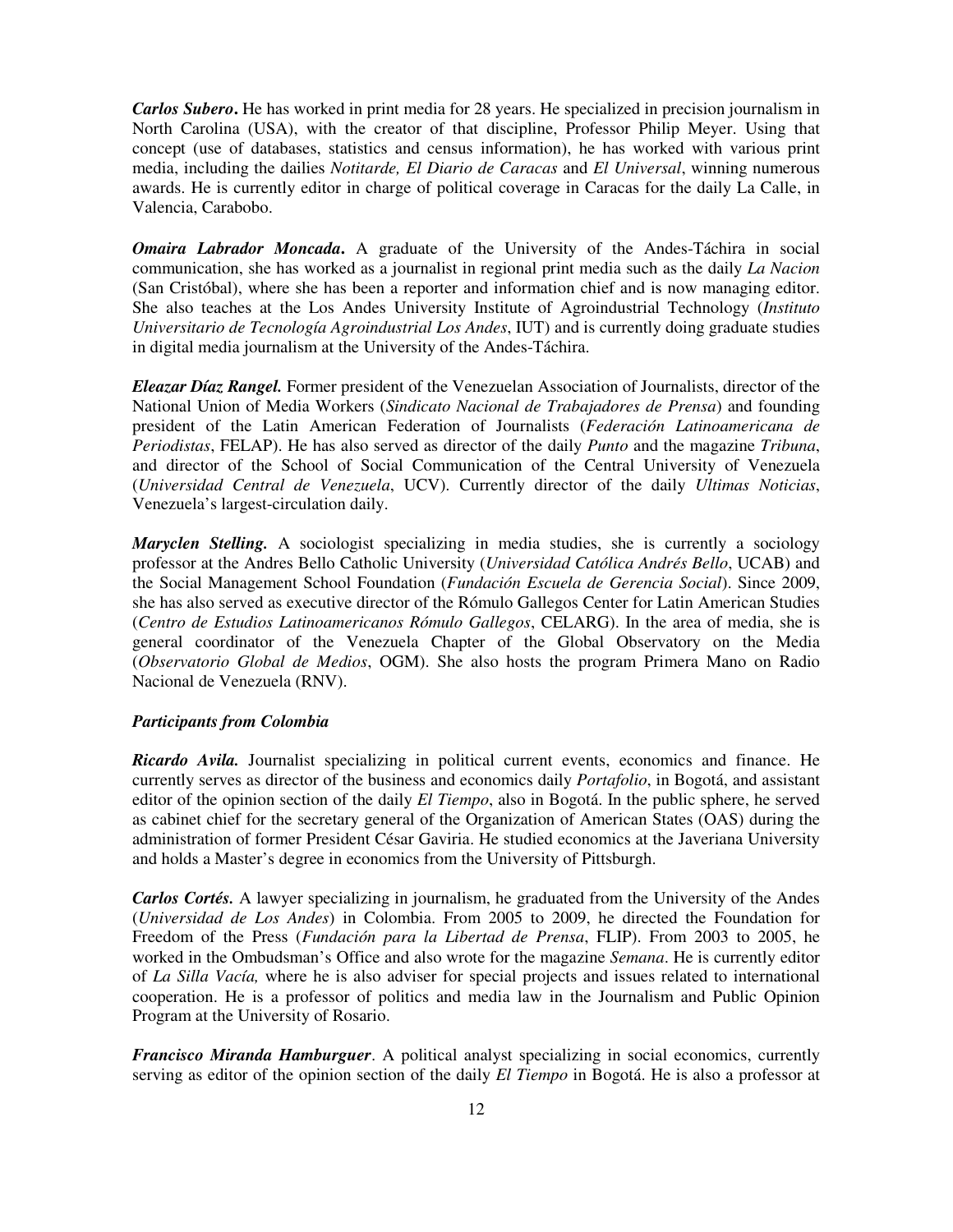***Carlos Subero*****.** He has worked in print media for 28 years. He specialized in precision journalism in North Carolina (USA), with the creator of that discipline, Professor Philip Meyer. Using that concept (use of databases, statistics and census information), he has worked with various print media, including the dailies *Notitarde, El Diario de Caracas* and *El Universal*, winning numerous awards. He is currently editor in charge of political coverage in Caracas for the daily La Calle, in Valencia, Carabobo.

***Omaira Labrador Moncada*****.** A graduate of the University of the Andes-Táchira in social communication, she has worked as a journalist in regional print media such as the daily *La Nacion* (San Cristóbal), where she has been a reporter and information chief and is now managing editor. She also teaches at the Los Andes University Institute of Agroindustrial Technology (*Instituto Universitario de Tecnología Agroindustrial Los Andes*, IUT) and is currently doing graduate studies in digital media journalism at the University of the Andes-Táchira.

***Eleazar Díaz Rangel.*** Former president of the Venezuelan Association of Journalists, director of the National Union of Media Workers (*Sindicato Nacional de Trabajadores de Prensa*) and founding president of the Latin American Federation of Journalists (*Federación Latinoamericana de Periodistas*, FELAP). He has also served as director of the daily *Punto* and the magazine *Tribuna*, and director of the School of Social Communication of the Central University of Venezuela (*Universidad Central de Venezuela*, UCV). Currently director of the daily *Ultimas Noticias*, Venezuela's largest-circulation daily.

***Maryclen Stelling.*** A sociologist specializing in media studies, she is currently a sociology professor at the Andres Bello Catholic University (*Universidad Católica Andrés Bello*, UCAB) and the Social Management School Foundation (*Fundación Escuela de Gerencia Social*). Since 2009, she has also served as executive director of the Rómulo Gallegos Center for Latin American Studies (*Centro de Estudios Latinoamericanos Rómulo Gallegos*, CELARG). In the area of media, she is general coordinator of the Venezuela Chapter of the Global Observatory on the Media (*Observatorio Global de Medios*, OGM). She also hosts the program Primera Mano on Radio Nacional de Venezuela (RNV).

***Participants from Colombia***

***Ricardo Avila.*** Journalist specializing in political current events, economics and finance. He currently serves as director of the business and economics daily *Portafolio*, in Bogotá, and assistant editor of the opinion section of the daily *El Tiempo*, also in Bogotá. In the public sphere, he served as cabinet chief for the secretary general of the Organization of American States (OAS) during the administration of former President César Gaviria. He studied economics at the Javeriana University and holds a Master's degree in economics from the University of Pittsburgh.

***Carlos Cortés.*** A lawyer specializing in journalism, he graduated from the University of the Andes (*Universidad de Los Andes*) in Colombia. From 2005 to 2009, he directed the Foundation for Freedom of the Press (*Fundación para la Libertad de Prensa*, FLIP). From 2003 to 2005, he worked in the Ombudsman's Office and also wrote for the magazine *Semana*. He is currently editor of *La Silla Vacía,* where he is also adviser for special projects and issues related to international cooperation. He is a professor of politics and media law in the Journalism and Public Opinion Program at the University of Rosario.

***Francisco Miranda Hamburguer***. A political analyst specializing in social economics, currently serving as editor of the opinion section of the daily *El Tiempo* in Bogotá. He is also a professor at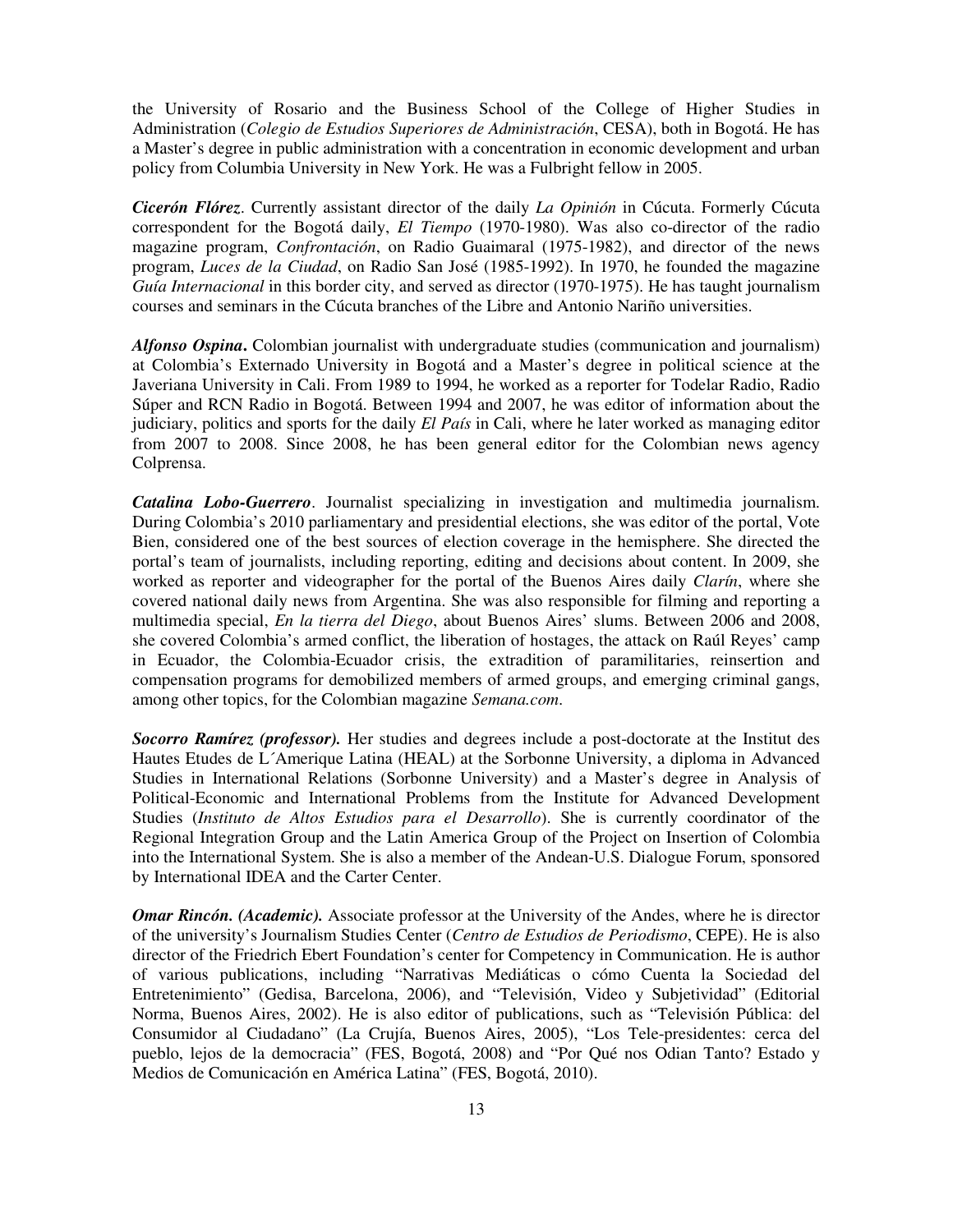the University of Rosario and the Business School of the College of Higher Studies in Administration (*Colegio de Estudios Superiores de Administración*, CESA), both in Bogotá. He has a Master's degree in public administration with a concentration in economic development and urban policy from Columbia University in New York. He was a Fulbright fellow in 2005.

***Cicerón Flórez***. Currently assistant director of the daily *La Opinión* in Cúcuta. Formerly Cúcuta correspondent for the Bogotá daily, *El Tiempo* (1970-1980). Was also co-director of the radio magazine program, *Confrontación*, on Radio Guaimaral (1975-1982), and director of the news program, *Luces de la Ciudad*, on Radio San José (1985-1992). In 1970, he founded the magazine *Guía Internacional* in this border city, and served as director (1970-1975). He has taught journalism courses and seminars in the Cúcuta branches of the Libre and Antonio Nariño universities.

***Alfonso Ospina***. Colombian journalist with undergraduate studies (communication and journalism) at Colombia's Externado University in Bogotá and a Master's degree in political science at the Javeriana University in Cali. From 1989 to 1994, he worked as a reporter for Todelar Radio, Radio Súper and RCN Radio in Bogotá. Between 1994 and 2007, he was editor of information about the judiciary, politics and sports for the daily *El País* in Cali, where he later worked as managing editor from 2007 to 2008. Since 2008, he has been general editor for the Colombian news agency Colprensa.

***Catalina Lobo-Guerrero***. Journalist specializing in investigation and multimedia journalism. During Colombia's 2010 parliamentary and presidential elections, she was editor of the portal, Vote Bien, considered one of the best sources of election coverage in the hemisphere. She directed the portal's team of journalists, including reporting, editing and decisions about content. In 2009, she worked as reporter and videographer for the portal of the Buenos Aires daily *Clarín*, where she covered national daily news from Argentina. She was also responsible for filming and reporting a multimedia special, *En la tierra del Diego*, about Buenos Aires' slums. Between 2006 and 2008, she covered Colombia's armed conflict, the liberation of hostages, the attack on Raúl Reyes' camp in Ecuador, the Colombia-Ecuador crisis, the extradition of paramilitaries, reinsertion and compensation programs for demobilized members of armed groups, and emerging criminal gangs, among other topics, for the Colombian magazine *Semana.com*.

***Socorro Ramírez (professor).*** Her studies and degrees include a post-doctorate at the Institut des Hautes Etudes de L´Amerique Latina (HEAL) at the Sorbonne University, a diploma in Advanced Studies in International Relations (Sorbonne University) and a Master's degree in Analysis of Political-Economic and International Problems from the Institute for Advanced Development Studies (*Instituto de Altos Estudios para el Desarrollo*). She is currently coordinator of the Regional Integration Group and the Latin America Group of the Project on Insertion of Colombia into the International System. She is also a member of the Andean-U.S. Dialogue Forum, sponsored by International IDEA and the Carter Center.

***Omar Rincón. (Academic).*** Associate professor at the University of the Andes, where he is director of the university's Journalism Studies Center (*Centro de Estudios de Periodismo*, CEPE). He is also director of the Friedrich Ebert Foundation's center for Competency in Communication. He is author of various publications, including "Narrativas Mediáticas o cómo Cuenta la Sociedad del Entretenimiento" (Gedisa, Barcelona, 2006), and "Televisión, Video y Subjetividad" (Editorial Norma, Buenos Aires, 2002). He is also editor of publications, such as "Televisión Pública: del Consumidor al Ciudadano" (La Crujía, Buenos Aires, 2005), "Los Tele-presidentes: cerca del pueblo, lejos de la democracia" (FES, Bogotá, 2008) and "Por Qué nos Odian Tanto? Estado y Medios de Comunicación en América Latina" (FES, Bogotá, 2010).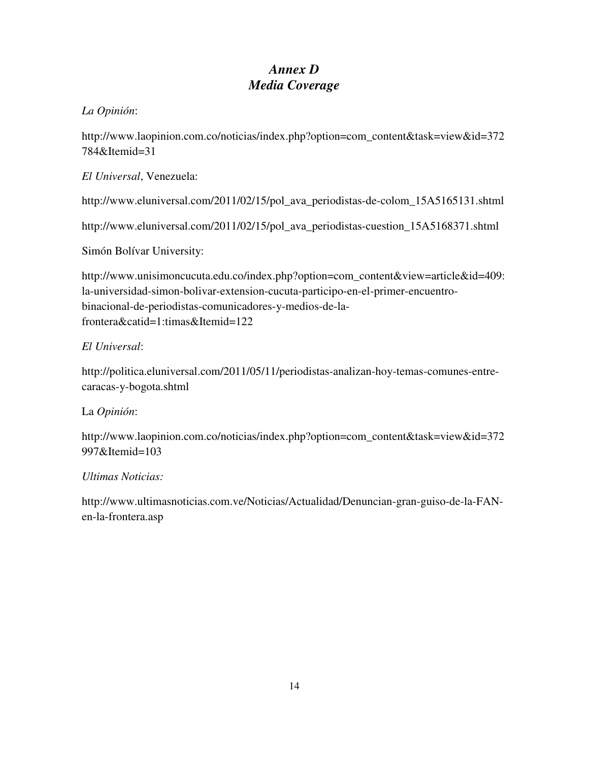# *Annex D*
# *Media Coverage*

*La Opinión*:

http://www.laopinion.com.co/noticias/index.php?option=com_content&task=view&id=372784&Itemid=31

*El Universal*, Venezuela:

http://www.eluniversal.com/2011/02/15/pol_ava_periodistas-de-colom_15A5165131.shtml

http://www.eluniversal.com/2011/02/15/pol_ava_periodistas-cuestion_15A5168371.shtml

Simón Bolívar University:

http://www.unisimoncucuta.edu.co/index.php?option=com_content&view=article&id=409:la-universidad-simon-bolivar-extension-cucuta-participo-en-el-primer-encuentro-binacional-de-periodistas-comunicadores-y-medios-de-la-frontera&catid=1:timas&Itemid=122

*El Universal*:

http://politica.eluniversal.com/2011/05/11/periodistas-analizan-hoy-temas-comunes-entre-caracas-y-bogota.shtml

La *Opinión*:

http://www.laopinion.com.co/noticias/index.php?option=com_content&task=view&id=372997&Itemid=103

*Ultimas Noticias:*

http://www.ultimasnoticias.com.ve/Noticias/Actualidad/Denuncian-gran-guiso-de-la-FAN-en-la-frontera.asp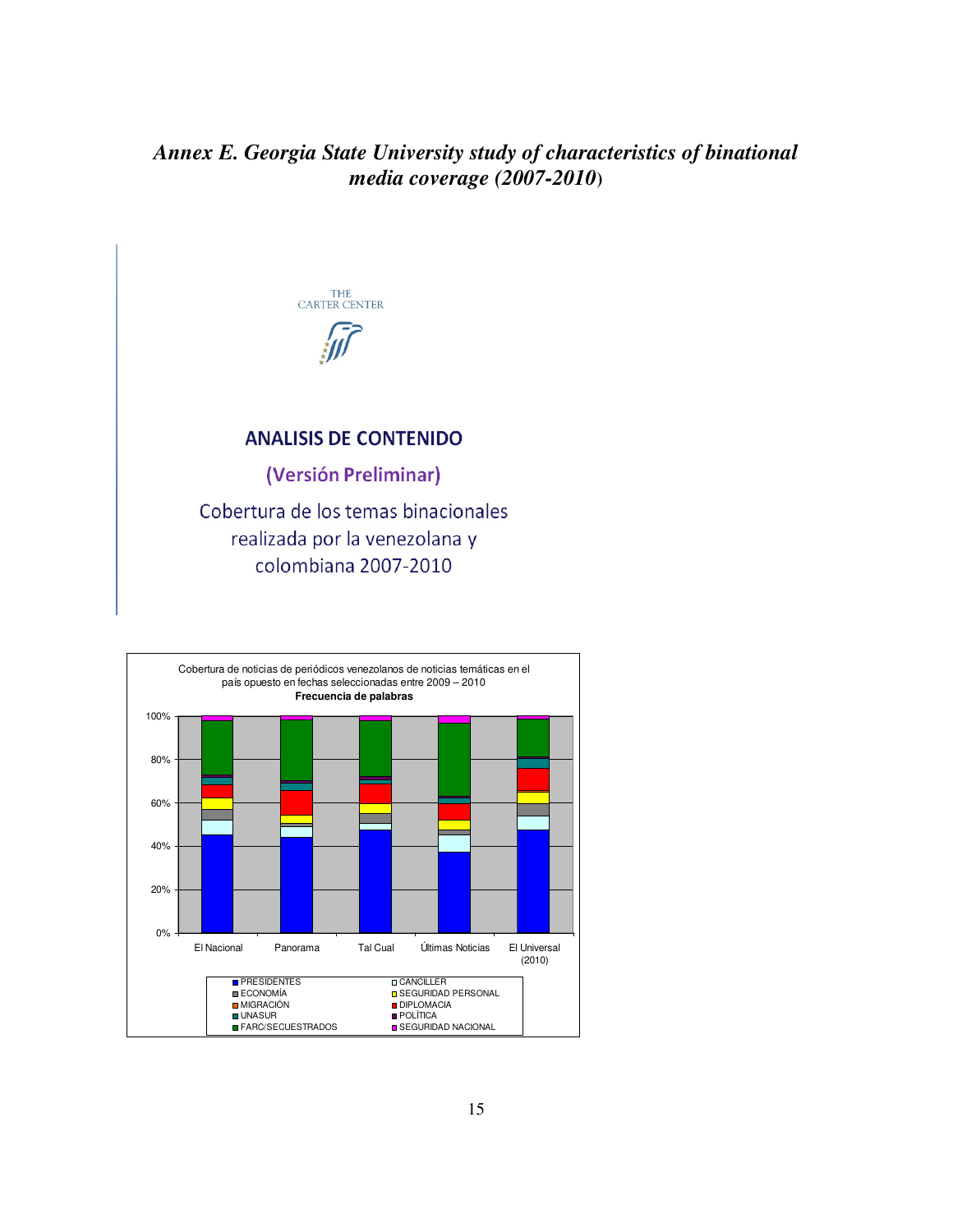### *Annex E. Georgia State University study of characteristics of binational media coverage (2007-2010)*

THE CARTER CENTER

**ANALISIS DE CONTENIDO**

**(Versión Preliminar)**

Cobertura de los temas binacionales realizada por la venezolana y colombiana 2007-2010

Cobertura de noticias de periódicos venezolanos de noticias temáticas en el país opuesto en fechas seleccionadas entre 2009 – 2010

**Frecuencia de palabras**

El Nacional | Panorama | Tal Cual | Últimas Noticias | El Universal (2010)

PRESIDENTES, CANCILLER, ECONOMÍA, SEGURIDAD PERSONAL, MIGRACIÓN, DIPLOMACIA, UNASUR, POLÍTICA, FARC/SECUESTRADOS, SEGURIDAD NACIONAL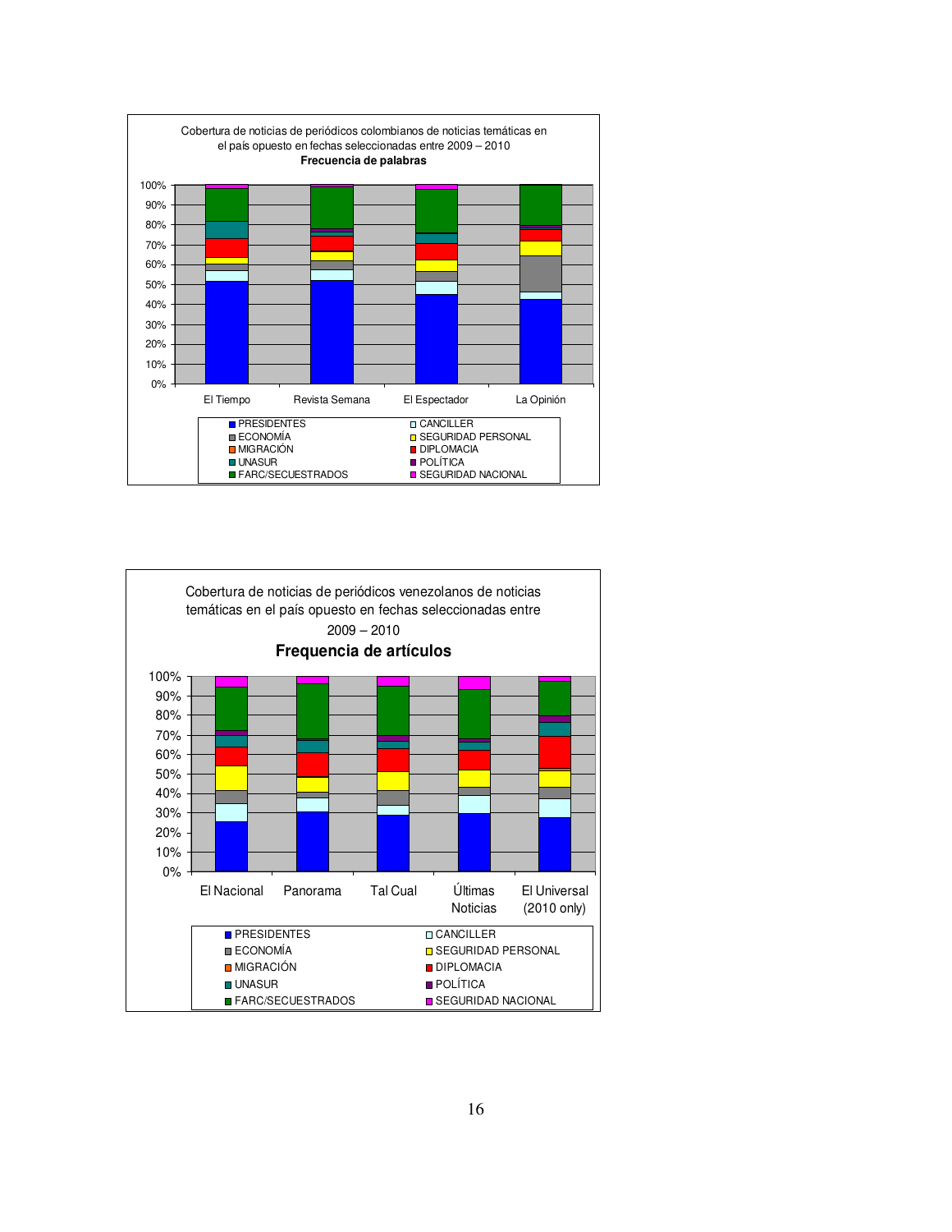Cobertura de noticias de periódicos colombianos de noticias temáticas en el país opuesto en fechas seleccionadas entre 2009 – 2010

**Frecuencia de palabras**

100%
90%
80%
70%
60%
50%
40%
30%
20%
10%
0%

El Tiempo | Revista Semana | El Espectador | La Opinión

- PRESIDENTES
- CANCILLER
- ECONOMÍA
- SEGURIDAD PERSONAL
- MIGRACIÓN
- DIPLOMACIA
- UNASUR
- POLÍTICA
- FARC/SECUESTRADOS
- SEGURIDAD NACIONAL

Cobertura de noticias de periódicos venezolanos de noticias temáticas en el país opuesto en fechas seleccionadas entre 2009 – 2010

**Frequencia de artículos**

100%
90%
80%
70%
60%
50%
40%
30%
20%
10%
0%

El Nacional | Panorama | Tal Cual | Últimas Noticias | El Universal (2010 only)

- PRESIDENTES
- CANCILLER
- ECONOMÍA
- SEGURIDAD PERSONAL
- MIGRACIÓN
- DIPLOMACIA
- UNASUR
- POLÍTICA
- FARC/SECUESTRADOS
- SEGURIDAD NACIONAL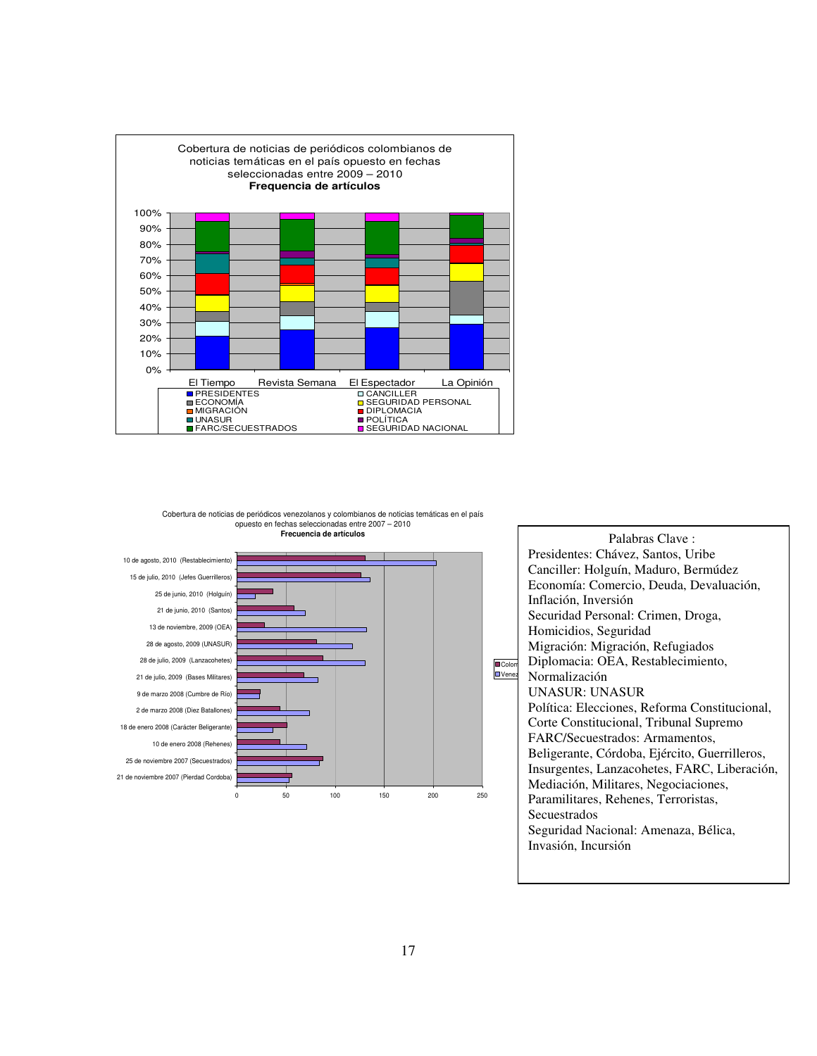Cobertura de noticias de periódicos colombianos de noticias temáticas en el país opuesto en fechas seleccionadas entre 2009 – 2010
**Frequencia de artículos**

100%
90%
80%
70%
60%
50%
40%
30%
20%
10%
0%

El Tiempo | Revista Semana | El Espectador | La Opinión

- PRESIDENTES
- CANCILLER
- ECONOMÍA
- SEGURIDAD PERSONAL
- MIGRACIÓN
- DIPLOMACIA
- UNASUR
- POLÍTICA
- FARC/SECUESTRADOS
- SEGURIDAD NACIONAL

Cobertura de noticias de periódicos venezolanos y colombianos de noticias temáticas en el país opuesto en fechas seleccionadas entre 2007 – 2010
**Frecuencia de artículos**

10 de agosto, 2010 (Restablecimiento)
15 de julio, 2010 (Jefes Guerrilleros)
25 de junio, 2010 (Holguín)
21 de junio, 2010 (Santos)
13 de noviembre, 2009 (OEA)
28 de agosto, 2009 (UNASUR)
28 de julio, 2009 (Lanzacohetes)
21 de julio, 2009 (Bases Militares)
9 de marzo 2008 (Cumbre de Río)
2 de marzo 2008 (Diez Batallones)
18 de enero 2008 (Carácter Beligerante)
10 de enero 2008 (Rehenes)
25 de noviembre 2007 (Secuestrados)
21 de noviembre 2007 (Pierdad Cordoba)

0 50 100 150 200 250

Colom
Venez

Palabras Clave :
Presidentes: Chávez, Santos, Uribe
Canciller: Holguín, Maduro, Bermúdez
Economía: Comercio, Deuda, Devaluación, Inflación, Inversión
Securidad Personal: Crimen, Droga, Homicidios, Seguridad
Migración: Migración, Refugiados
Diplomacia: OEA, Restablecimiento, Normalización
UNASUR: UNASUR
Política: Elecciones, Reforma Constitucional, Corte Constitucional, Tribunal Supremo
FARC/Secuestrados: Armamentos, Beligerante, Córdoba, Ejército, Guerrilleros, Insurgentes, Lanzacohetes, FARC, Liberación, Mediación, Militares, Negociaciones, Paramilitares, Rehenes, Terroristas, Secuestrados
Seguridad Nacional: Amenaza, Bélica, Invasión, Incursión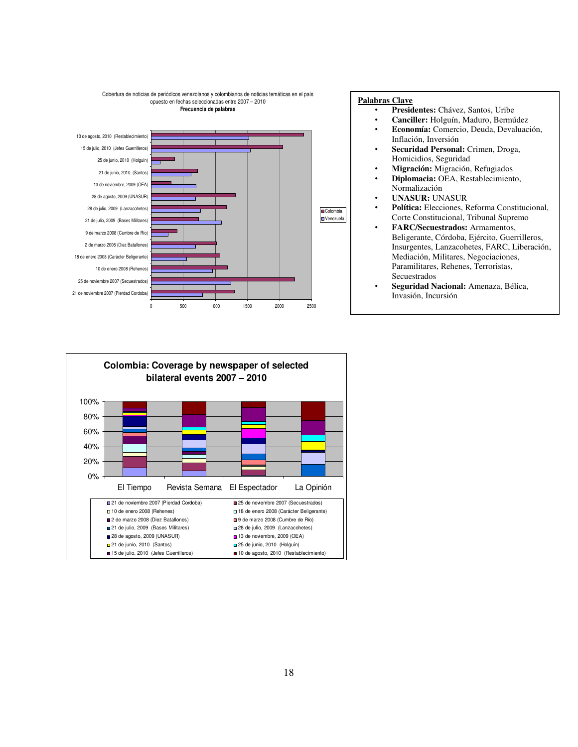Cobertura de noticias de periódicos venezolanos y colombianos de noticias temáticas en el país opuesto en fechas seleccionadas entre 2007 – 2010

**Frecuencia de palabras**

**Palabras Clave**

- **Presidentes:** Chávez, Santos, Uribe
- **Canciller:** Holguín, Maduro, Bermúdez
- **Economía:** Comercio, Deuda, Devaluación, Inflación, Inversión
- **Seguridad Personal:** Crimen, Droga, Homicidios, Seguridad
- **Migración:** Migración, Refugiados
- **Diplomacia:** OEA, Restablecimiento, Normalización
- **UNASUR:** UNASUR
- **Política:** Elecciones, Reforma Constitucional, Corte Constitucional, Tribunal Supremo
- **FARC/Secuestrados:** Armamentos, Beligerante, Córdoba, Ejército, Guerrilleros, Insurgentes, Lanzacohetes, FARC, Liberación, Mediación, Militares, Negociaciones, Paramilitares, Rehenes, Terroristas, Secuestrados
- **Seguridad Nacional:** Amenaza, Bélica, Invasión, Incursión

**Colombia: Coverage by newspaper of selected bilateral events 2007 – 2010**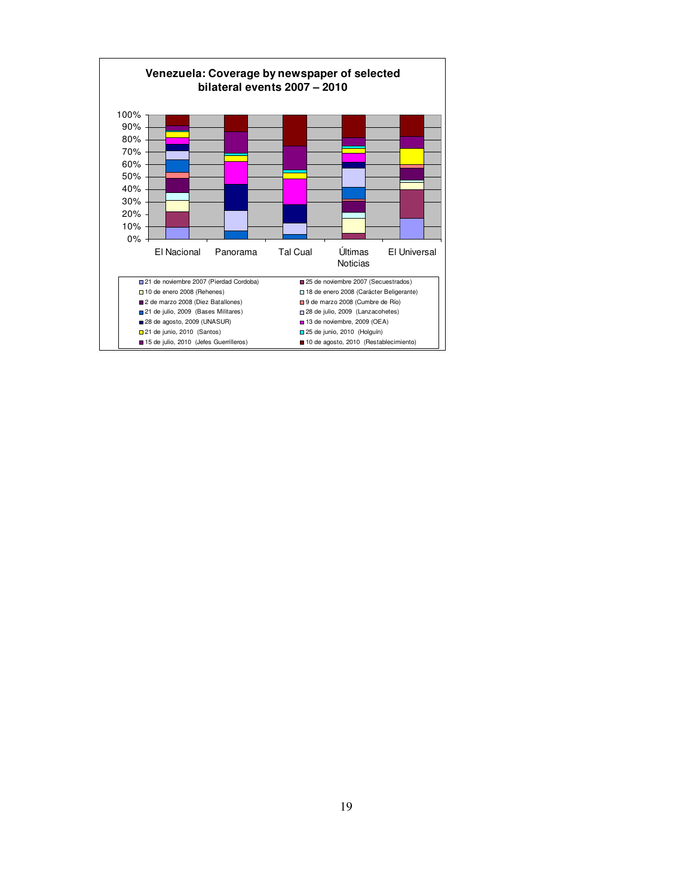**Venezuela: Coverage by newspaper of selected bilateral events 2007 – 2010**

100%
90%
80%
70%
60%
50%
40%
30%
20%
10%
0%

El Nacional
Panorama
Tal Cual
Últimas Noticias
El Universal

21 de noviembre 2007 (Pierdad Cordoba)
25 de noviembre 2007 (Secuestrados)
10 de enero 2008 (Rehenes)
18 de enero 2008 (Carácter Beligerante)
2 de marzo 2008 (Diez Batallones)
9 de marzo 2008 (Cumbre de Río)
21 de julio, 2009 (Bases Militares)
28 de julio, 2009 (Lanzacohetes)
28 de agosto, 2009 (UNASUR)
13 de noviembre, 2009 (OEA)
21 de junio, 2010 (Santos)
25 de junio, 2010 (Holguín)
15 de julio, 2010 (Jefes Guerrilleros)
10 de agosto, 2010 (Restablecimiento)